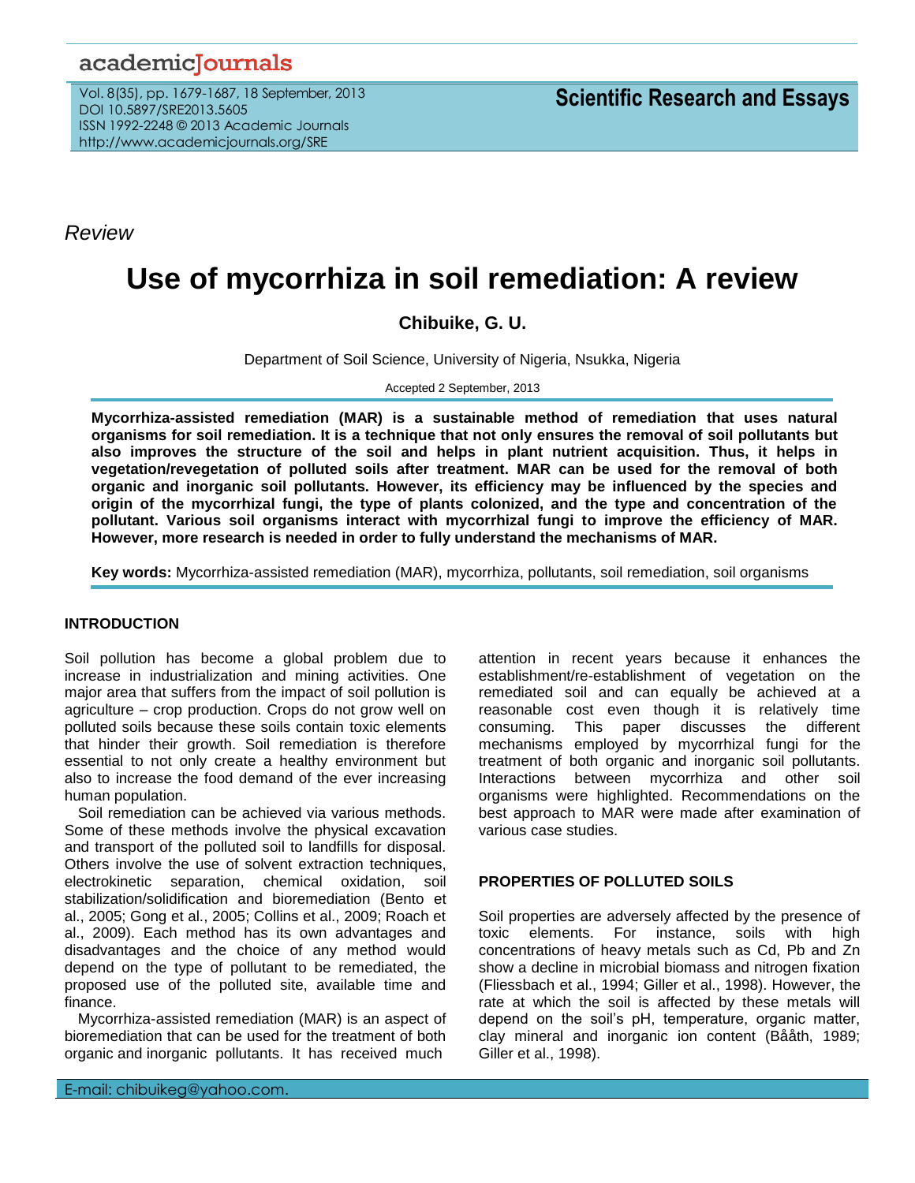*Review*

# Use of mycorrhiza in soil remediation: A review

**Chibuike, G. U.**

Department of Soil Science, University of Nigeria, Nsukka, Nigeria

Accepted 2 September, 2013

**Mycorrhiza-assisted remediation (MAR) is a sustainable method of remediation that uses natural organisms for soil remediation. It is a technique that not only ensures the removal of soil pollutants but also improves the structure of the soil and helps in plant nutrient acquisition. Thus, it helps in vegetation/revegetation of polluted soils after treatment. MAR can be used for the removal of both organic and inorganic soil pollutants. However, its efficiency may be influenced by the species and origin of the mycorrhizal fungi, the type of plants colonized, and the type and concentration of the pollutant. Various soil organisms interact with mycorrhizal fungi to improve the efficiency of MAR. However, more research is needed in order to fully understand the mechanisms of MAR.**

**Key words:** Mycorrhiza-assisted remediation (MAR), mycorrhiza, pollutants, soil remediation, soil organisms

## INTRODUCTION

Soil pollution has become a global problem due to increase in industrialization and mining activities. One major area that suffers from the impact of soil pollution is agriculture – crop production. Crops do not grow well on polluted soils because these soils contain toxic elements that hinder their growth. Soil remediation is therefore essential to not only create a healthy environment but also to increase the food demand of the ever increasing human population.

Soil remediation can be achieved via various methods. Some of these methods involve the physical excavation and transport of the polluted soil to landfills for disposal. Others involve the use of solvent extraction techniques, electrokinetic separation, chemical oxidation, soil stabilization/solidification and bioremediation (Bento et al., 2005; Gong et al., 2005; Collins et al., 2009; Roach et al., 2009). Each method has its own advantages and disadvantages and the choice of any method would depend on the type of pollutant to be remediated, the proposed use of the polluted site, available time and finance.

Mycorrhiza-assisted remediation (MAR) is an aspect of bioremediation that can be used for the treatment of both organic and inorganic pollutants. It has received much attention in recent years because it enhances the establishment/re-establishment of vegetation on the remediated soil and can equally be achieved at a reasonable cost even though it is relatively time consuming. This paper discusses the different mechanisms employed by mycorrhizal fungi for the treatment of both organic and inorganic soil pollutants. Interactions between mycorrhiza and other soil organisms were highlighted. Recommendations on the best approach to MAR were made after examination of various case studies.

## PROPERTIES OF POLLUTED SOILS

Soil properties are adversely affected by the presence of toxic elements. For instance, soils with high concentrations of heavy metals such as Cd, Pb and Zn show a decline in microbial biomass and nitrogen fixation (Fliessbach et al., 1994; Giller et al., 1998). However, the rate at which the soil is affected by these metals will depend on the soil's pH, temperature, organic matter, clay mineral and inorganic ion content (Bååth, 1989; Giller et al., 1998).

E-mail: chibuikeg@yahoo.com.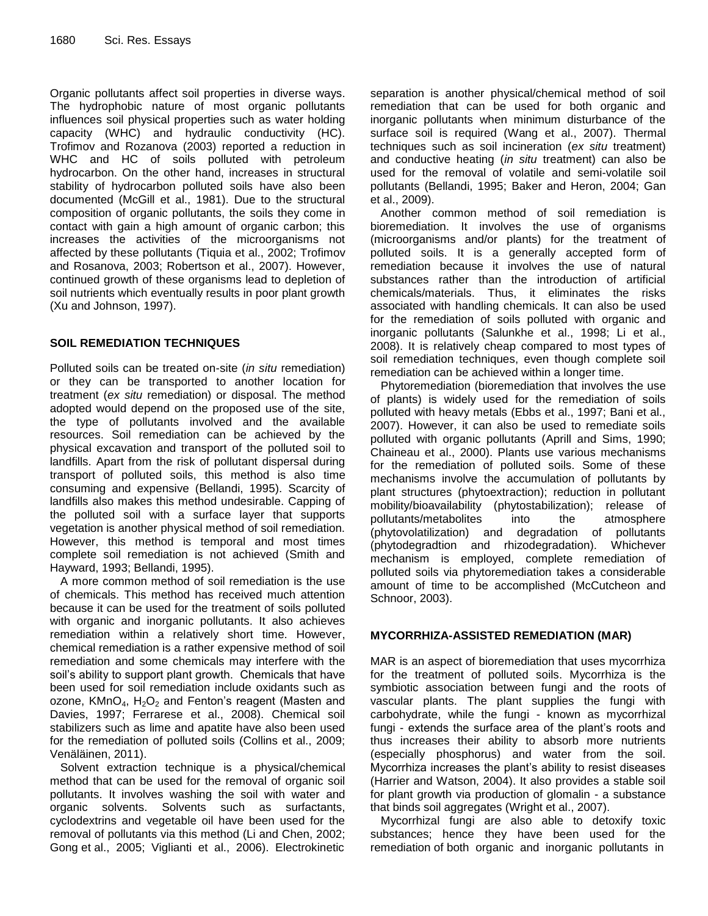Organic pollutants affect soil properties in diverse ways. The hydrophobic nature of most organic pollutants influences soil physical properties such as water holding capacity (WHC) and hydraulic conductivity (HC). Trofimov and Rozanova (2003) reported a reduction in WHC and HC of soils polluted with petroleum hydrocarbon. On the other hand, increases in structural stability of hydrocarbon polluted soils have also been documented (McGill et al., 1981). Due to the structural composition of organic pollutants, the soils they come in contact with gain a high amount of organic carbon; this increases the activities of the microorganisms not affected by these pollutants (Tiquia et al., 2002; Trofimov and Rosanova, 2003; Robertson et al., 2007). However, continued growth of these organisms lead to depletion of soil nutrients which eventually results in poor plant growth (Xu and Johnson, 1997).

## SOIL REMEDIATION TECHNIQUES

Polluted soils can be treated on-site (*in situ* remediation) or they can be transported to another location for treatment (*ex situ* remediation) or disposal. The method adopted would depend on the proposed use of the site, the type of pollutants involved and the available resources. Soil remediation can be achieved by the physical excavation and transport of the polluted soil to landfills. Apart from the risk of pollutant dispersal during transport of polluted soils, this method is also time consuming and expensive (Bellandi, 1995). Scarcity of landfills also makes this method undesirable. Capping of the polluted soil with a surface layer that supports vegetation is another physical method of soil remediation. However, this method is temporal and most times complete soil remediation is not achieved (Smith and Hayward, 1993; Bellandi, 1995).

A more common method of soil remediation is the use of chemicals. This method has received much attention because it can be used for the treatment of soils polluted with organic and inorganic pollutants. It also achieves remediation within a relatively short time. However, chemical remediation is a rather expensive method of soil remediation and some chemicals may interfere with the soil's ability to support plant growth. Chemicals that have been used for soil remediation include oxidants such as ozone, $KMnO_4$, $H_2O_2$ and Fenton's reagent (Masten and Davies, 1997; Ferrarese et al., 2008). Chemical soil stabilizers such as lime and apatite have also been used for the remediation of polluted soils (Collins et al., 2009; Venäläinen, 2011).

Solvent extraction technique is a physical/chemical method that can be used for the removal of organic soil pollutants. It involves washing the soil with water and organic solvents. Solvents such as surfactants, cyclodextrins and vegetable oil have been used for the removal of pollutants via this method (Li and Chen, 2002; Gong et al., 2005; Viglianti et al., 2006). Electrokinetic separation is another physical/chemical method of soil remediation that can be used for both organic and inorganic pollutants when minimum disturbance of the surface soil is required (Wang et al., 2007). Thermal techniques such as soil incineration (*ex situ* treatment) and conductive heating (*in situ* treatment) can also be used for the removal of volatile and semi-volatile soil pollutants (Bellandi, 1995; Baker and Heron, 2004; Gan et al., 2009).

Another common method of soil remediation is bioremediation. It involves the use of organisms (microorganisms and/or plants) for the treatment of polluted soils. It is a generally accepted form of remediation because it involves the use of natural substances rather than the introduction of artificial chemicals/materials. Thus, it eliminates the risks associated with handling chemicals. It can also be used for the remediation of soils polluted with organic and inorganic pollutants (Salunkhe et al., 1998; Li et al., 2008). It is relatively cheap compared to most types of soil remediation techniques, even though complete soil remediation can be achieved within a longer time.

Phytoremediation (bioremediation that involves the use of plants) is widely used for the remediation of soils polluted with heavy metals (Ebbs et al., 1997; Bani et al., 2007). However, it can also be used to remediate soils polluted with organic pollutants (Aprill and Sims, 1990; Chaineau et al., 2000). Plants use various mechanisms for the remediation of polluted soils. Some of these mechanisms involve the accumulation of pollutants by plant structures (phytoextraction); reduction in pollutant mobility/bioavailability (phytostabilization); release of pollutants/metabolites into the atmosphere (phytovolatilization) and degradation of pollutants (phytodegradtion and rhizodegradation). Whichever mechanism is employed, complete remediation of polluted soils via phytoremediation takes a considerable amount of time to be accomplished (McCutcheon and Schnoor, 2003).

## MYCORRHIZA-ASSISTED REMEDIATION (MAR)

MAR is an aspect of bioremediation that uses mycorrhiza for the treatment of polluted soils. Mycorrhiza is the symbiotic association between fungi and the roots of vascular plants. The plant supplies the fungi with carbohydrate, while the fungi - known as mycorrhizal fungi - extends the surface area of the plant's roots and thus increases their ability to absorb more nutrients (especially phosphorus) and water from the soil. Mycorrhiza increases the plant's ability to resist diseases (Harrier and Watson, 2004). It also provides a stable soil for plant growth via production of glomalin - a substance that binds soil aggregates (Wright et al., 2007).

Mycorrhizal fungi are also able to detoxify toxic substances; hence they have been used for the remediation of both organic and inorganic pollutants in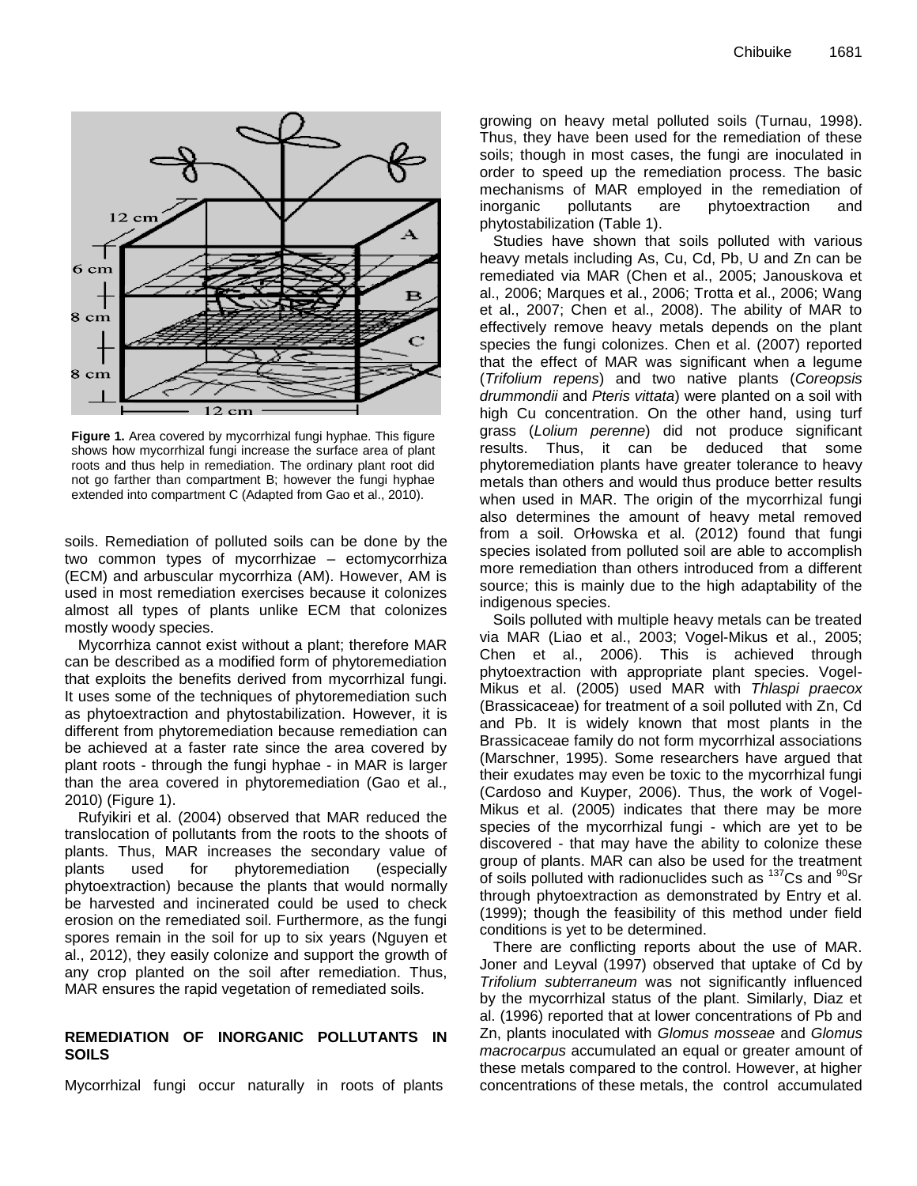**Figure 1.** Area covered by mycorrhizal fungi hyphae. This figure shows how mycorrhizal fungi increase the surface area of plant roots and thus help in remediation. The ordinary plant root did not go farther than compartment B; however the fungi hyphae extended into compartment C (Adapted from Gao et al., 2010).

soils. Remediation of polluted soils can be done by the two common types of mycorrhizae – ectomycorrhiza (ECM) and arbuscular mycorrhiza (AM). However, AM is used in most remediation exercises because it colonizes almost all types of plants unlike ECM that colonizes mostly woody species.

Mycorrhiza cannot exist without a plant; therefore MAR can be described as a modified form of phytoremediation that exploits the benefits derived from mycorrhizal fungi. It uses some of the techniques of phytoremediation such as phytoextraction and phytostabilization. However, it is different from phytoremediation because remediation can be achieved at a faster rate since the area covered by plant roots - through the fungi hyphae - in MAR is larger than the area covered in phytoremediation (Gao et al., 2010) (Figure 1).

Rufyikiri et al. (2004) observed that MAR reduced the translocation of pollutants from the roots to the shoots of plants. Thus, MAR increases the secondary value of plants used for phytoremediation (especially phytoextraction) because the plants that would normally be harvested and incinerated could be used to check erosion on the remediated soil. Furthermore, as the fungi spores remain in the soil for up to six years (Nguyen et al., 2012), they easily colonize and support the growth of any crop planted on the soil after remediation. Thus, MAR ensures the rapid vegetation of remediated soils.

## REMEDIATION OF INORGANIC POLLUTANTS IN SOILS

Mycorrhizal fungi occur naturally in roots of plants growing on heavy metal polluted soils (Turnau, 1998). Thus, they have been used for the remediation of these soils; though in most cases, the fungi are inoculated in order to speed up the remediation process. The basic mechanisms of MAR employed in the remediation of inorganic pollutants are phytoextraction and phytostabilization (Table 1).

Studies have shown that soils polluted with various heavy metals including As, Cu, Cd, Pb, U and Zn can be remediated via MAR (Chen et al., 2005; Janouskova et al., 2006; Marques et al., 2006; Trotta et al., 2006; Wang et al., 2007; Chen et al., 2008). The ability of MAR to effectively remove heavy metals depends on the plant species the fungi colonizes. Chen et al. (2007) reported that the effect of MAR was significant when a legume (*Trifolium repens*) and two native plants (*Coreopsis drummondii* and *Pteris vittata*) were planted on a soil with high Cu concentration. On the other hand, using turf grass (*Lolium perenne*) did not produce significant results. Thus, it can be deduced that some phytoremediation plants have greater tolerance to heavy metals than others and would thus produce better results when used in MAR. The origin of the mycorrhizal fungi also determines the amount of heavy metal removed from a soil. Orłowska et al. (2012) found that fungi species isolated from polluted soil are able to accomplish more remediation than others introduced from a different source; this is mainly due to the high adaptability of the indigenous species.

Soils polluted with multiple heavy metals can be treated via MAR (Liao et al., 2003; Vogel-Mikus et al., 2005; Chen et al., 2006). This is achieved through phytoextraction with appropriate plant species. Vogel-Mikus et al. (2005) used MAR with *Thlaspi praecox* (Brassicaceae) for treatment of a soil polluted with Zn, Cd and Pb. It is widely known that most plants in the Brassicaceae family do not form mycorrhizal associations (Marschner, 1995). Some researchers have argued that their exudates may even be toxic to the mycorrhizal fungi (Cardoso and Kuyper, 2006). Thus, the work of Vogel-Mikus et al. (2005) indicates that there may be more species of the mycorrhizal fungi - which are yet to be discovered - that may have the ability to colonize these group of plants. MAR can also be used for the treatment of soils polluted with radionuclides such as $^{137}$Cs and $^{90}$Sr through phytoextraction as demonstrated by Entry et al. (1999); though the feasibility of this method under field conditions is yet to be determined.

There are conflicting reports about the use of MAR. Joner and Leyval (1997) observed that uptake of Cd by *Trifolium subterraneum* was not significantly influenced by the mycorrhizal status of the plant. Similarly, Diaz et al. (1996) reported that at lower concentrations of Pb and Zn, plants inoculated with *Glomus mosseae* and *Glomus macrocarpus* accumulated an equal or greater amount of these metals compared to the control. However, at higher concentrations of these metals, the control accumulated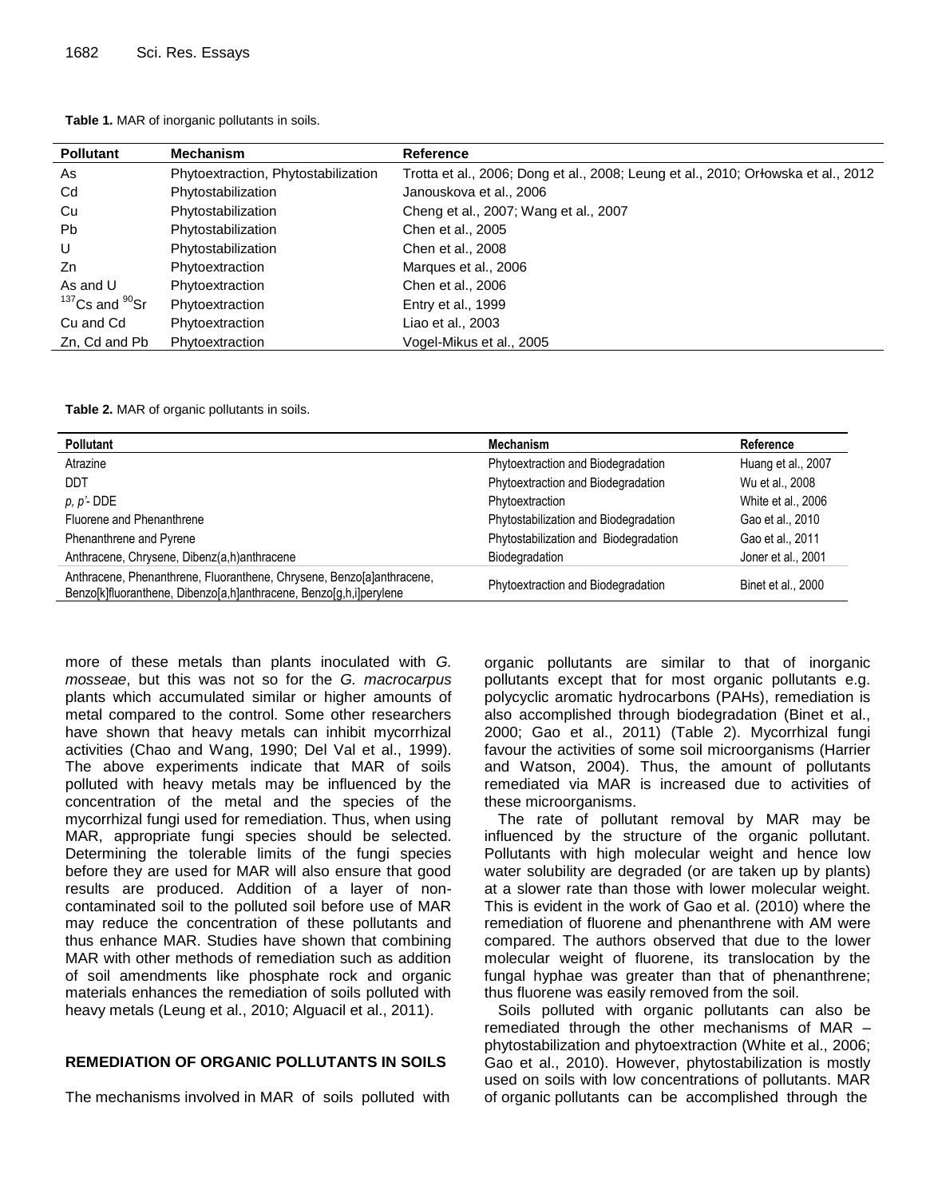**Table 1.** MAR of inorganic pollutants in soils.

| Pollutant | Mechanism | Reference |
|---|---|---|
| As | Phytoextraction, Phytostabilization | Trotta et al., 2006; Dong et al., 2008; Leung et al., 2010; Orłowska et al., 2012 |
| Cd | Phytostabilization | Janouskova et al., 2006 |
| Cu | Phytostabilization | Cheng et al., 2007; Wang et al., 2007 |
| Pb | Phytostabilization | Chen et al., 2005 |
| U | Phytostabilization | Chen et al., 2008 |
| Zn | Phytoextraction | Marques et al., 2006 |
| As and U | Phytoextraction | Chen et al., 2006 |
| $^{137}Cs$ and $^{90}Sr$ | Phytoextraction | Entry et al., 1999 |
| Cu and Cd | Phytoextraction | Liao et al., 2003 |
| Zn, Cd and Pb | Phytoextraction | Vogel-Mikus et al., 2005 |

**Table 2.** MAR of organic pollutants in soils.

| Pollutant | Mechanism | Reference |
|---|---|---|
| Atrazine | Phytoextraction and Biodegradation | Huang et al., 2007 |
| DDT | Phytoextraction and Biodegradation | Wu et al., 2008 |
| *p, p'*- DDE | Phytoextraction | White et al., 2006 |
| Fluorene and Phenanthrene | Phytostabilization and Biodegradation | Gao et al., 2010 |
| Phenanthrene and Pyrene | Phytostabilization and Biodegradation | Gao et al., 2011 |
| Anthracene, Chrysene, Dibenz(a,h)anthracene | Biodegradation | Joner et al., 2001 |
| Anthracene, Phenanthrene, Fluoranthene, Chrysene, Benzo[a]anthracene, Benzo[k]fluoranthene, Dibenzo[a,h]anthracene, Benzo[g,h,i]perylene | Phytoextraction and Biodegradation | Binet et al., 2000 |

more of these metals than plants inoculated with *G. mosseae*, but this was not so for the *G. macrocarpus* plants which accumulated similar or higher amounts of metal compared to the control. Some other researchers have shown that heavy metals can inhibit mycorrhizal activities (Chao and Wang, 1990; Del Val et al., 1999). The above experiments indicate that MAR of soils polluted with heavy metals may be influenced by the concentration of the metal and the species of the mycorrhizal fungi used for remediation. Thus, when using MAR, appropriate fungi species should be selected. Determining the tolerable limits of the fungi species before they are used for MAR will also ensure that good results are produced. Addition of a layer of non-contaminated soil to the polluted soil before use of MAR may reduce the concentration of these pollutants and thus enhance MAR. Studies have shown that combining MAR with other methods of remediation such as addition of soil amendments like phosphate rock and organic materials enhances the remediation of soils polluted with heavy metals (Leung et al., 2010; Alguacil et al., 2011).

## REMEDIATION OF ORGANIC POLLUTANTS IN SOILS

The mechanisms involved in MAR of soils polluted with organic pollutants are similar to that of inorganic pollutants except that for most organic pollutants e.g. polycyclic aromatic hydrocarbons (PAHs), remediation is also accomplished through biodegradation (Binet et al., 2000; Gao et al., 2011) (Table 2). Mycorrhizal fungi favour the activities of some soil microorganisms (Harrier and Watson, 2004). Thus, the amount of pollutants remediated via MAR is increased due to activities of these microorganisms.

The rate of pollutant removal by MAR may be influenced by the structure of the organic pollutant. Pollutants with high molecular weight and hence low water solubility are degraded (or are taken up by plants) at a slower rate than those with lower molecular weight. This is evident in the work of Gao et al. (2010) where the remediation of fluorene and phenanthrene with AM were compared. The authors observed that due to the lower molecular weight of fluorene, its translocation by the fungal hyphae was greater than that of phenanthrene; thus fluorene was easily removed from the soil.

Soils polluted with organic pollutants can also be remediated through the other mechanisms of MAR – phytostabilization and phytoextraction (White et al., 2006; Gao et al., 2010). However, phytostabilization is mostly used on soils with low concentrations of pollutants. MAR of organic pollutants can be accomplished through the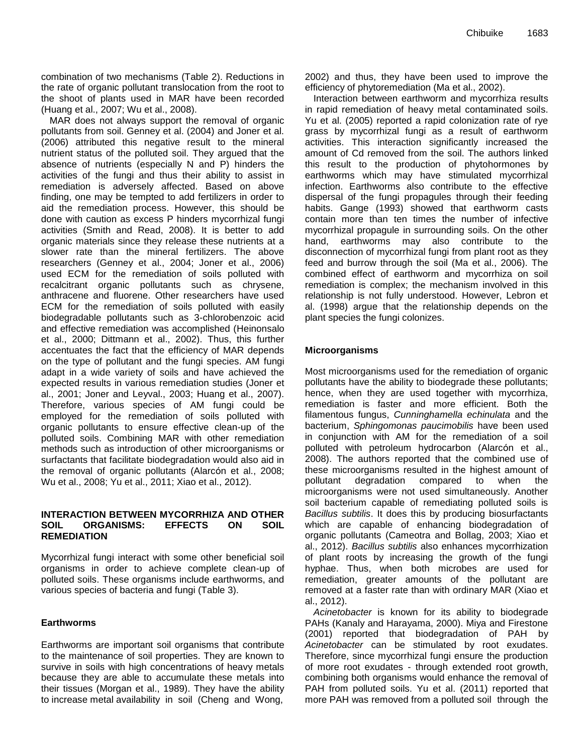combination of two mechanisms (Table 2). Reductions in the rate of organic pollutant translocation from the root to the shoot of plants used in MAR have been recorded (Huang et al., 2007; Wu et al., 2008).

MAR does not always support the removal of organic pollutants from soil. Genney et al. (2004) and Joner et al. (2006) attributed this negative result to the mineral nutrient status of the polluted soil. They argued that the absence of nutrients (especially N and P) hinders the activities of the fungi and thus their ability to assist in remediation is adversely affected. Based on above finding, one may be tempted to add fertilizers in order to aid the remediation process. However, this should be done with caution as excess P hinders mycorrhizal fungi activities (Smith and Read, 2008). It is better to add organic materials since they release these nutrients at a slower rate than the mineral fertilizers. The above researchers (Genney et al., 2004; Joner et al., 2006) used ECM for the remediation of soils polluted with recalcitrant organic pollutants such as chrysene, anthracene and fluorene. Other researchers have used ECM for the remediation of soils polluted with easily biodegradable pollutants such as 3-chlorobenzoic acid and effective remediation was accomplished (Heinonsalo et al., 2000; Dittmann et al., 2002). Thus, this further accentuates the fact that the efficiency of MAR depends on the type of pollutant and the fungi species. AM fungi adapt in a wide variety of soils and have achieved the expected results in various remediation studies (Joner et al., 2001; Joner and Leyval., 2003; Huang et al., 2007). Therefore, various species of AM fungi could be employed for the remediation of soils polluted with organic pollutants to ensure effective clean-up of the polluted soils. Combining MAR with other remediation methods such as introduction of other microorganisms or surfactants that facilitate biodegradation would also aid in the removal of organic pollutants (Alarcón et al., 2008; Wu et al., 2008; Yu et al., 2011; Xiao et al., 2012).

## INTERACTION BETWEEN MYCORRHIZA AND OTHER SOIL ORGANISMS: EFFECTS ON SOIL REMEDIATION

Mycorrhizal fungi interact with some other beneficial soil organisms in order to achieve complete clean-up of polluted soils. These organisms include earthworms, and various species of bacteria and fungi (Table 3).

### Earthworms

Earthworms are important soil organisms that contribute to the maintenance of soil properties. They are known to survive in soils with high concentrations of heavy metals because they are able to accumulate these metals into their tissues (Morgan et al., 1989). They have the ability to increase metal availability in soil (Cheng and Wong, 2002) and thus, they have been used to improve the efficiency of phytoremediation (Ma et al., 2002).

Interaction between earthworm and mycorrhiza results in rapid remediation of heavy metal contaminated soils. Yu et al. (2005) reported a rapid colonization rate of rye grass by mycorrhizal fungi as a result of earthworm activities. This interaction significantly increased the amount of Cd removed from the soil. The authors linked this result to the production of phytohormones by earthworms which may have stimulated mycorrhizal infection. Earthworms also contribute to the effective dispersal of the fungi propagules through their feeding habits. Gange (1993) showed that earthworm casts contain more than ten times the number of infective mycorrhizal propagule in surrounding soils. On the other hand, earthworms may also contribute to the disconnection of mycorrhizal fungi from plant root as they feed and burrow through the soil (Ma et al., 2006). The combined effect of earthworm and mycorrhiza on soil remediation is complex; the mechanism involved in this relationship is not fully understood. However, Lebron et al. (1998) argue that the relationship depends on the plant species the fungi colonizes.

### Microorganisms

Most microorganisms used for the remediation of organic pollutants have the ability to biodegrade these pollutants; hence, when they are used together with mycorrhiza, remediation is faster and more efficient. Both the filamentous fungus, *Cunninghamella echinulata* and the bacterium, *Sphingomonas paucimobilis* have been used in conjunction with AM for the remediation of a soil polluted with petroleum hydrocarbon (Alarcón et al., 2008). The authors reported that the combined use of these microorganisms resulted in the highest amount of pollutant degradation compared to when the microorganisms were not used simultaneously. Another soil bacterium capable of remediating polluted soils is *Bacillus subtilis*. It does this by producing biosurfactants which are capable of enhancing biodegradation of organic pollutants (Cameotra and Bollag, 2003; Xiao et al., 2012). *Bacillus subtilis* also enhances mycorrhization of plant roots by increasing the growth of the fungi hyphae. Thus, when both microbes are used for remediation, greater amounts of the pollutant are removed at a faster rate than with ordinary MAR (Xiao et al., 2012).

*Acinetobacter* is known for its ability to biodegrade PAHs (Kanaly and Harayama, 2000). Miya and Firestone (2001) reported that biodegradation of PAH by *Acinetobacter* can be stimulated by root exudates. Therefore, since mycorrhizal fungi ensure the production of more root exudates - through extended root growth, combining both organisms would enhance the removal of PAH from polluted soils. Yu et al. (2011) reported that more PAH was removed from a polluted soil through the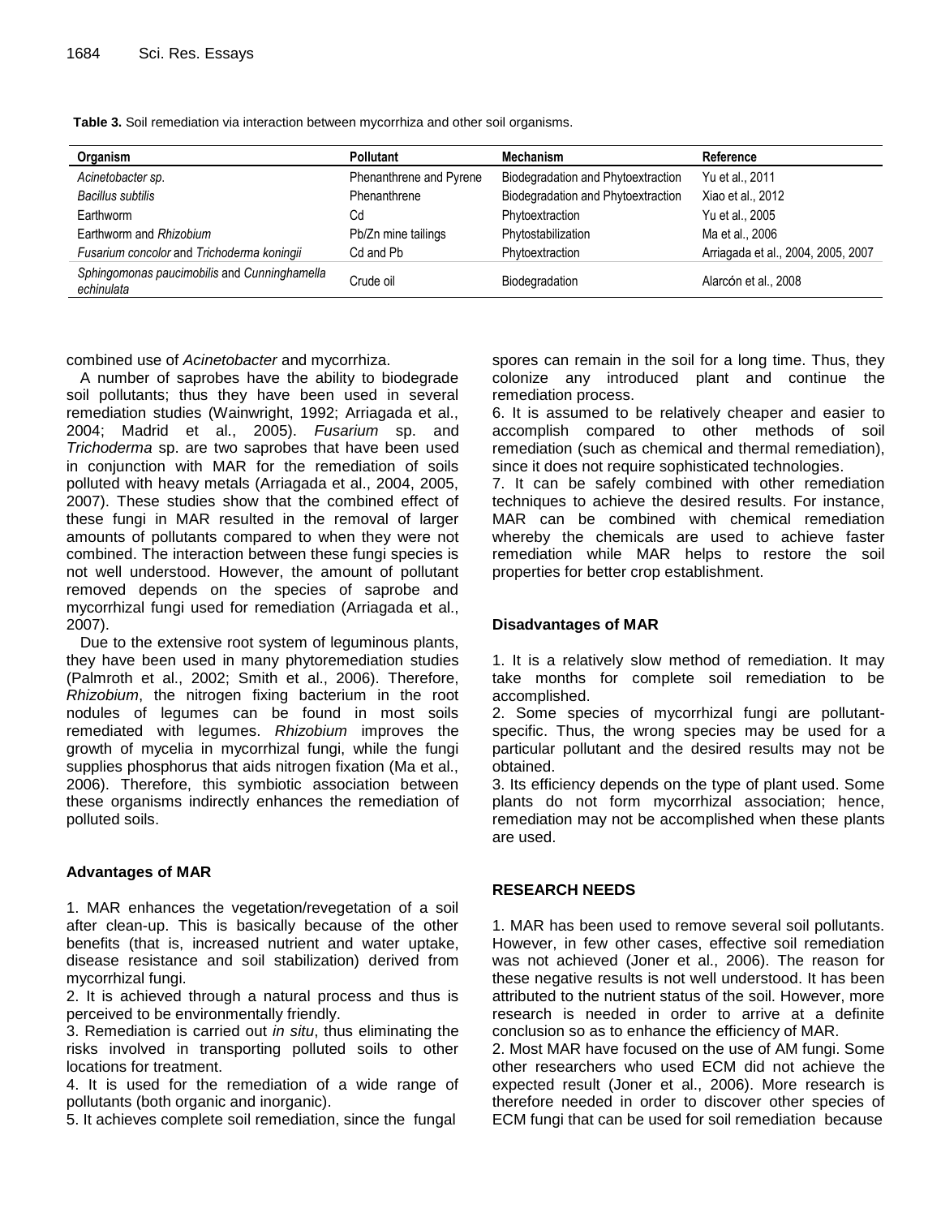**Table 3.** Soil remediation via interaction between mycorrhiza and other soil organisms.

| Organism | Pollutant | Mechanism | Reference |
|---|---|---|---|
| *Acinetobacter sp.* | Phenanthrene and Pyrene | Biodegradation and Phytoextraction | Yu et al., 2011 |
| *Bacillus subtilis* | Phenanthrene | Biodegradation and Phytoextraction | Xiao et al., 2012 |
| Earthworm | Cd | Phytoextraction | Yu et al., 2005 |
| Earthworm and *Rhizobium* | Pb/Zn mine tailings | Phytostabilization | Ma et al., 2006 |
| *Fusarium concolor* and *Trichoderma koningii* | Cd and Pb | Phytoextraction | Arriagada et al., 2004, 2005, 2007 |
| *Sphingomonas paucimobilis* and *Cunninghamella echinulata* | Crude oil | Biodegradation | Alarcón et al., 2008 |

combined use of *Acinetobacter* and mycorrhiza.

A number of saprobes have the ability to biodegrade soil pollutants; thus they have been used in several remediation studies (Wainwright, 1992; Arriagada et al., 2004; Madrid et al., 2005). *Fusarium* sp. and *Trichoderma* sp. are two saprobes that have been used in conjunction with MAR for the remediation of soils polluted with heavy metals (Arriagada et al., 2004, 2005, 2007). These studies show that the combined effect of these fungi in MAR resulted in the removal of larger amounts of pollutants compared to when they were not combined. The interaction between these fungi species is not well understood. However, the amount of pollutant removed depends on the species of saprobe and mycorrhizal fungi used for remediation (Arriagada et al., 2007).

Due to the extensive root system of leguminous plants, they have been used in many phytoremediation studies (Palmroth et al., 2002; Smith et al., 2006). Therefore, *Rhizobium*, the nitrogen fixing bacterium in the root nodules of legumes can be found in most soils remediated with legumes. *Rhizobium* improves the growth of mycelia in mycorrhizal fungi, while the fungi supplies phosphorus that aids nitrogen fixation (Ma et al., 2006). Therefore, this symbiotic association between these organisms indirectly enhances the remediation of polluted soils.

## Advantages of MAR

1. MAR enhances the vegetation/revegetation of a soil after clean-up. This is basically because of the other benefits (that is, increased nutrient and water uptake, disease resistance and soil stabilization) derived from mycorrhizal fungi.
2. It is achieved through a natural process and thus is perceived to be environmentally friendly.
3. Remediation is carried out *in situ*, thus eliminating the risks involved in transporting polluted soils to other locations for treatment.
4. It is used for the remediation of a wide range of pollutants (both organic and inorganic).
5. It achieves complete soil remediation, since the fungal spores can remain in the soil for a long time. Thus, they colonize any introduced plant and continue the remediation process.
6. It is assumed to be relatively cheaper and easier to accomplish compared to other methods of soil remediation (such as chemical and thermal remediation), since it does not require sophisticated technologies.
7. It can be safely combined with other remediation techniques to achieve the desired results. For instance, MAR can be combined with chemical remediation whereby the chemicals are used to achieve faster remediation while MAR helps to restore the soil properties for better crop establishment.

## Disadvantages of MAR

1. It is a relatively slow method of remediation. It may take months for complete soil remediation to be accomplished.
2. Some species of mycorrhizal fungi are pollutant-specific. Thus, the wrong species may be used for a particular pollutant and the desired results may not be obtained.
3. Its efficiency depends on the type of plant used. Some plants do not form mycorrhizal association; hence, remediation may not be accomplished when these plants are used.

## RESEARCH NEEDS

1. MAR has been used to remove several soil pollutants. However, in few other cases, effective soil remediation was not achieved (Joner et al., 2006). The reason for these negative results is not well understood. It has been attributed to the nutrient status of the soil. However, more research is needed in order to arrive at a definite conclusion so as to enhance the efficiency of AM MAR.
2. Most MAR have focused on the use of AM fungi. Some other researchers who used ECM did not achieve the expected result (Joner et al., 2006). More research is therefore needed in order to discover other species of ECM fungi that can be used for soil remediation because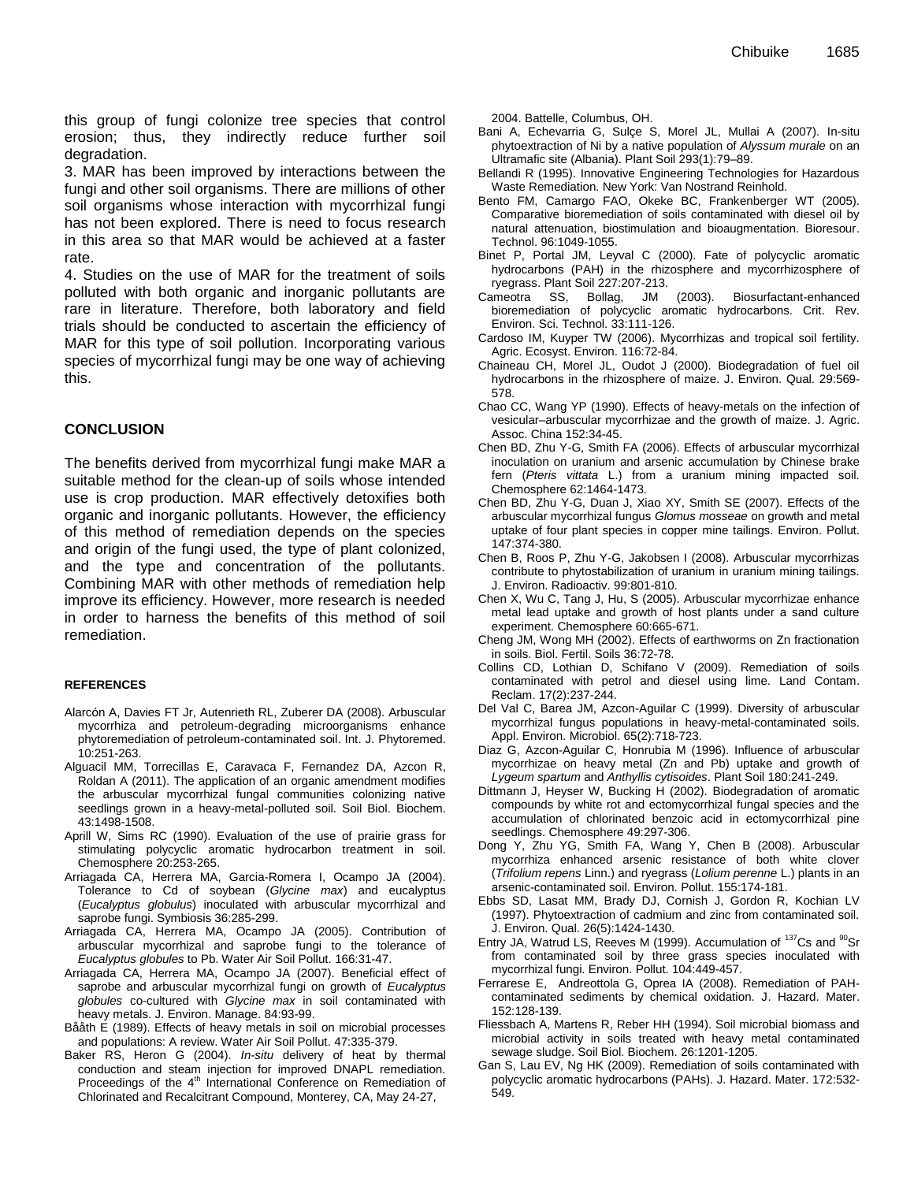this group of fungi colonize tree species that control erosion; thus, they indirectly reduce further soil degradation.

3. MAR has been improved by interactions between the fungi and other soil organisms. There are millions of other soil organisms whose interaction with mycorrhizal fungi has not been explored. There is need to focus research in this area so that MAR would be achieved at a faster rate.

4. Studies on the use of MAR for the treatment of soils polluted with both organic and inorganic pollutants are rare in literature. Therefore, both laboratory and field trials should be conducted to ascertain the efficiency of MAR for this type of soil pollution. Incorporating various species of mycorrhizal fungi may be one way of achieving this.

## CONCLUSION

The benefits derived from mycorrhizal fungi make MAR a suitable method for the clean-up of soils whose intended use is crop production. MAR effectively detoxifies both organic and inorganic pollutants. However, the efficiency of this method of remediation depends on the species and origin of the fungi used, the type of plant colonized, and the type and concentration of the pollutants. Combining MAR with other methods of remediation help improve its efficiency. However, more research is needed in order to harness the benefits of this method of soil remediation.

## REFERENCES

Alarcón A, Davies FT Jr, Autenrieth RL, Zuberer DA (2008). Arbuscular mycorrhiza and petroleum-degrading microorganisms enhance phytoremediation of petroleum-contaminated soil. Int. J. Phytoremed. 10:251-263.

Alguacil MM, Torrecillas E, Caravaca F, Fernandez DA, Azcon R, Roldan A (2011). The application of an organic amendment modifies the arbuscular mycorrhizal fungal communities colonizing native seedlings grown in a heavy-metal-polluted soil. Soil Biol. Biochem. 43:1498-1508.

Aprill W, Sims RC (1990). Evaluation of the use of prairie grass for stimulating polycyclic aromatic hydrocarbon treatment in soil. Chemosphere 20:253-265.

Arriagada CA, Herrera MA, Garcia-Romera I, Ocampo JA (2004). Tolerance to Cd of soybean (*Glycine max*) and eucalyptus (*Eucalyptus globulus*) inoculated with arbuscular mycorrhizal and saprobe fungi. Symbiosis 36:285-299.

Arriagada CA, Herrera MA, Ocampo JA (2005). Contribution of arbuscular mycorrhizal and saprobe fungi to the tolerance of *Eucalyptus globules* to Pb. Water Air Soil Pollut. 166:31-47.

Arriagada CA, Herrera MA, Ocampo JA (2007). Beneficial effect of saprobe and arbuscular mycorrhizal fungi on growth of *Eucalyptus globules* co-cultured with *Glycine max* in soil contaminated with heavy metals. J. Environ. Manage. 84:93-99.

Bååth E (1989). Effects of heavy metals in soil on microbial processes and populations: A review. Water Air Soil Pollut. 47:335-379.

Baker RS, Heron G (2004). *In-situ* delivery of heat by thermal conduction and steam injection for improved DNAPL remediation. Proceedings of the 4th International Conference on Remediation of Chlorinated and Recalcitrant Compound, Monterey, CA, May 24-27, 2004. Battelle, Columbus, OH.

Bani A, Echevarria G, Sulçe S, Morel JL, Mullai A (2007). In-situ phytoextraction of Ni by a native population of *Alyssum murale* on an Ultramafic site (Albania). Plant Soil 293(1):79–89.

Bellandi R (1995). Innovative Engineering Technologies for Hazardous Waste Remediation. New York: Van Nostrand Reinhold.

Bento FM, Camargo FAO, Okeke BC, Frankenberger WT (2005). Comparative bioremediation of soils contaminated with diesel oil by natural attenuation, biostimulation and bioaugmentation. Bioresour. Technol. 96:1049-1055.

Binet P, Portal JM, Leyval C (2000). Fate of polycyclic aromatic hydrocarbons (PAH) in the rhizosphere and mycorrhizosphere of ryegrass. Plant Soil 227:207-213.

Cameotra SS, Bollag, JM (2003). Biosurfactant-enhanced bioremediation of polycyclic aromatic hydrocarbons. Crit. Rev. Environ. Sci. Technol. 33:111-126.

Cardoso IM, Kuyper TW (2006). Mycorrhizas and tropical soil fertility. Agric. Ecosyst. Environ. 116:72-84.

Chaineau CH, Morel JL, Oudot J (2000). Biodegradation of fuel oil hydrocarbons in the rhizosphere of maize. J. Environ. Qual. 29:569-578.

Chao CC, Wang YP (1990). Effects of heavy-metals on the infection of vesicular–arbuscular mycorrhizae and the growth of maize. J. Agric. Assoc. China 152:34-45.

Chen BD, Zhu Y-G, Smith FA (2006). Effects of arbuscular mycorrhizal inoculation on uranium and arsenic accumulation by Chinese brake fern (*Pteris vittata* L.) from a uranium mining impacted soil. Chemosphere 62:1464-1473.

Chen BD, Zhu Y-G, Duan J, Xiao XY, Smith SE (2007). Effects of the arbuscular mycorrhizal fungus *Glomus mosseae* on growth and metal uptake of four plant species in copper mine tailings. Environ. Pollut. 147:374-380.

Chen B, Roos P, Zhu Y-G, Jakobsen I (2008). Arbuscular mycorrhizas contribute to phytostabilization of uranium in uranium mining tailings. J. Environ. Radioactiv. 99:801-810.

Chen X, Wu C, Tang J, Hu, S (2005). Arbuscular mycorrhizae enhance metal lead uptake and growth of host plants under a sand culture experiment. Chemosphere 60:665-671.

Cheng JM, Wong MH (2002). Effects of earthworms on Zn fractionation in soils. Biol. Fertil. Soils 36:72-78.

Collins CD, Lothian D, Schifano V (2009). Remediation of soils contaminated with petrol and diesel using lime. Land Contam. Reclam. 17(2):237-244.

Del Val C, Barea JM, Azcon-Aguilar C (1999). Diversity of arbuscular mycorrhizal fungus populations in heavy-metal-contaminated soils. Appl. Environ. Microbiol. 65(2):718-723.

Diaz G, Azcon-Aguilar C, Honrubia M (1996). Influence of arbuscular mycorrhizae on heavy metal (Zn and Pb) uptake and growth of *Lygeum spartum* and *Anthyllis cytisoides*. Plant Soil 180:241-249.

Dittmann J, Heyser W, Bucking H (2002). Biodegradation of aromatic compounds by white rot and ectomycorrhizal fungal species and the accumulation of chlorinated benzoic acid in ectomycorrhizal pine seedlings. Chemosphere 49:297-306.

Dong Y, Zhu YG, Smith FA, Wang Y, Chen B (2008). Arbuscular mycorrhiza enhanced arsenic resistance of both white clover (*Trifolium repens* Linn.) and ryegrass (*Lolium perenne* L.) plants in an arsenic-contaminated soil. Environ. Pollut. 155:174-181.

Ebbs SD, Lasat MM, Brady DJ, Cornish J, Gordon R, Kochian LV (1997). Phytoextraction of cadmium and zinc from contaminated soil. J. Environ. Qual. 26(5):1424-1430.

Entry JA, Watrud LS, Reeves M (1999). Accumulation of $^{137}$Cs and $^{90}$Sr from contaminated soil by three grass species inoculated with mycorrhizal fungi. Environ. Pollut. 104:449-457.

Ferrarese E, Andreottola G, Oprea IA (2008). Remediation of PAH-contaminated sediments by chemical oxidation. J. Hazard. Mater. 152:128-139.

Fliessbach A, Martens R, Reber HH (1994). Soil microbial biomass and microbial activity in soils treated with heavy metal contaminated sewage sludge. Soil Biol. Biochem. 26:1201-1205.

Gan S, Lau EV, Ng HK (2009). Remediation of soils contaminated with polycyclic aromatic hydrocarbons (PAHs). J. Hazard. Mater. 172:532-549.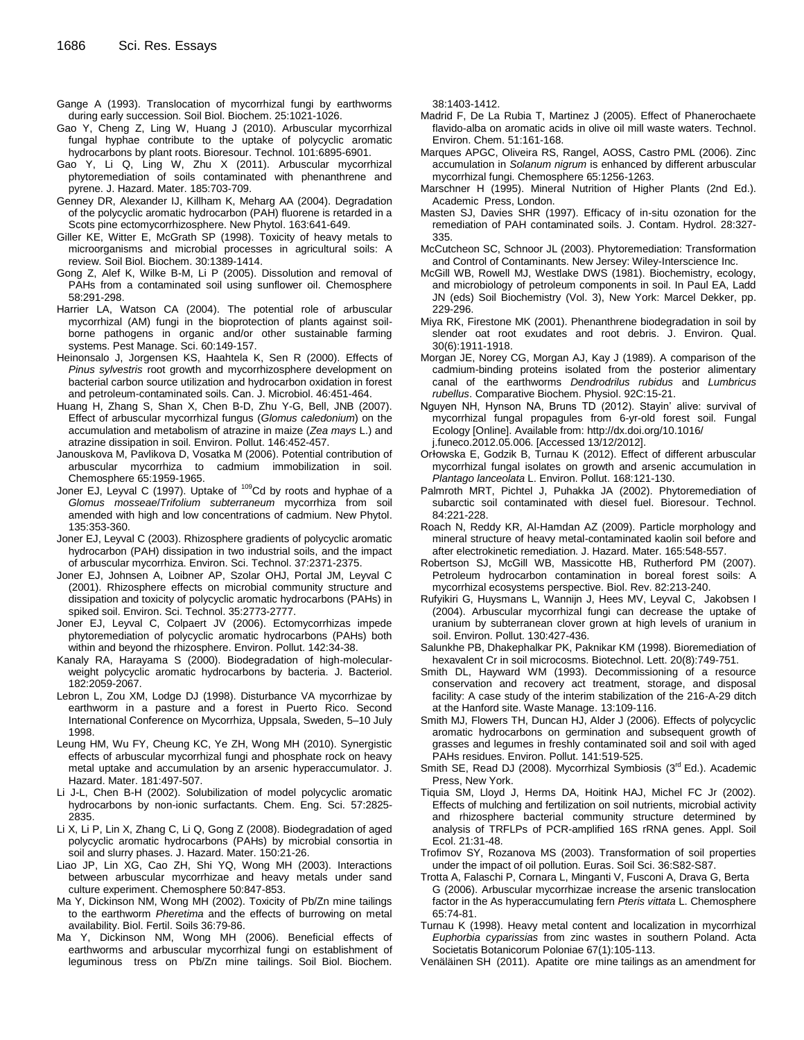Gange A (1993). Translocation of mycorrhizal fungi by earthworms during early succession. Soil Biol. Biochem. 25:1021-1026.

Gao Y, Cheng Z, Ling W, Huang J (2010). Arbuscular mycorrhizal fungal hyphae contribute to the uptake of polycyclic aromatic hydrocarbons by plant roots. Bioresour. Technol. 101:6895-6901.

Gao Y, Li Q, Ling W, Zhu X (2011). Arbuscular mycorrhizal phytoremediation of soils contaminated with phenanthrene and pyrene. J. Hazard. Mater. 185:703-709.

Genney DR, Alexander IJ, Killham K, Meharg AA (2004). Degradation of the polycyclic aromatic hydrocarbon (PAH) fluorene is retarded in a Scots pine ectomycorrhizosphere. New Phytol. 163:641-649.

Giller KE, Witter E, McGrath SP (1998). Toxicity of heavy metals to microorganisms and microbial processes in agricultural soils: A review. Soil Biol. Biochem. 30:1389-1414.

Gong Z, Alef K, Wilke B-M, Li P (2005). Dissolution and removal of PAHs from a contaminated soil using sunflower oil. Chemosphere 58:291-298.

Harrier LA, Watson CA (2004). The potential role of arbuscular mycorrhizal (AM) fungi in the bioprotection of plants against soil-borne pathogens in organic and/or other sustainable farming systems. Pest Manage. Sci. 60:149-157.

Heinonsalo J, Jorgensen KS, Haahtela K, Sen R (2000). Effects of *Pinus sylvestris* root growth and mycorrhizosphere development on bacterial carbon source utilization and hydrocarbon oxidation in forest and petroleum-contaminated soils. Can. J. Microbiol. 46:451-464.

Huang H, Zhang S, Shan X, Chen B-D, Zhu Y-G, Bell, JNB (2007). Effect of arbuscular mycorrhizal fungus (*Glomus caledonium*) on the accumulation and metabolism of atrazine in maize (*Zea mays* L.) and atrazine dissipation in soil. Environ. Pollut. 146:452-457.

Janouskova M, Pavlikova D, Vosatka M (2006). Potential contribution of arbuscular mycorrhiza to cadmium immobilization in soil. Chemosphere 65:1959-1965.

Joner EJ, Leyval C (1997). Uptake of $^{109}$Cd by roots and hyphae of a *Glomus mosseae*/*Trifolium subterraneum* mycorrhiza from soil amended with high and low concentrations of cadmium. New Phytol. 135:353-360.

Joner EJ, Leyval C (2003). Rhizosphere gradients of polycyclic aromatic hydrocarbon (PAH) dissipation in two industrial soils, and the impact of arbuscular mycorrhiza. Environ. Sci. Technol. 37:2371-2375.

Joner EJ, Johnsen A, Loibner AP, Szolar OHJ, Portal JM, Leyval C (2001). Rhizosphere effects on microbial community structure and dissipation and toxicity of polycyclic aromatic hydrocarbons (PAHs) in spiked soil. Environ. Sci. Technol. 35:2773-2777.

Joner EJ, Leyval C, Colpaert JV (2006). Ectomycorrhizas impede phytoremediation of polycyclic aromatic hydrocarbons (PAHs) both within and beyond the rhizosphere. Environ. Pollut. 142:34-38.

Kanaly RA, Harayama S (2000). Biodegradation of high-molecular-weight polycyclic aromatic hydrocarbons by bacteria. J. Bacteriol. 182:2059-2067.

Lebron L, Zou XM, Lodge DJ (1998). Disturbance VA mycorrhizae by earthworm in a pasture and a forest in Puerto Rico. Second International Conference on Mycorrhiza, Uppsala, Sweden, 5–10 July 1998.

Leung HM, Wu FY, Cheung KC, Ye ZH, Wong MH (2010). Synergistic effects of arbuscular mycorrhizal fungi and phosphate rock on heavy metal uptake and accumulation by an arsenic hyperaccumulator. J. Hazard. Mater. 181:497-507.

Li J-L, Chen B-H (2002). Solubilization of model polycyclic aromatic hydrocarbons by non-ionic surfactants. Chem. Eng. Sci. 57:2825-2835.

Li X, Li P, Lin X, Zhang C, Li Q, Gong Z (2008). Biodegradation of aged polycyclic aromatic hydrocarbons (PAHs) by microbial consortia in soil and slurry phases. J. Hazard. Mater. 150:21-26.

Liao JP, Lin XG, Cao ZH, Shi YQ, Wong MH (2003). Interactions between arbuscular mycorrhizae and heavy metals under sand culture experiment. Chemosphere 50:847-853.

Ma Y, Dickinson NM, Wong MH (2002). Toxicity of Pb/Zn mine tailings to the earthworm *Pheretima* and the effects of burrowing on metal availability. Biol. Fertil. Soils 36:79-86.

Ma Y, Dickinson NM, Wong MH (2006). Beneficial effects of earthworms and arbuscular mycorrhizal fungi on establishment of leguminous tress on Pb/Zn mine tailings. Soil Biol. Biochem. 38:1403-1412.

Madrid F, De La Rubia T, Martinez J (2005). Effect of Phanerochaete flavido-alba on aromatic acids in olive oil mill waste waters. Technol. Environ. Chem. 51:161-168.

Marques APGC, Oliveira RS, Rangel, AOSS, Castro PML (2006). Zinc accumulation in *Solanum nigrum* is enhanced by different arbuscular mycorrhizal fungi. Chemosphere 65:1256-1263.

Marschner H (1995). Mineral Nutrition of Higher Plants (2nd Ed.). Academic Press, London.

Masten SJ, Davies SHR (1997). Efficacy of in-situ ozonation for the remediation of PAH contaminated soils. J. Contam. Hydrol. 28:327-335.

McCutcheon SC, Schnoor JL (2003). Phytoremediation: Transformation and Control of Contaminants. New Jersey: Wiley-Interscience Inc.

McGill WB, Rowell MJ, Westlake DWS (1981). Biochemistry, ecology, and microbiology of petroleum components in soil. In Paul EA, Ladd JN (eds) Soil Biochemistry (Vol. 3), New York: Marcel Dekker, pp. 229-296.

Miya RK, Firestone MK (2001). Phenanthrene biodegradation in soil by slender oat root exudates and root debris. J. Environ. Qual. 30(6):1911-1918.

Morgan JE, Norey CG, Morgan AJ, Kay J (1989). A comparison of the cadmium-binding proteins isolated from the posterior alimentary canal of the earthworms *Dendrodrilus rubidus* and *Lumbricus rubellus*. Comparative Biochem. Physiol. 92C:15-21.

Nguyen NH, Hynson NA, Bruns TD (2012). Stayin' alive: survival of mycorrhizal fungal propagules from 6-yr-old forest soil. Fungal Ecology [Online]. Available from: http://dx.doi.org/10.1016/j.funeco.2012.05.006. [Accessed 13/12/2012].

Orłowska E, Godzik B, Turnau K (2012). Effect of different arbuscular mycorrhizal fungal isolates on growth and arsenic accumulation in *Plantago lanceolata* L. Environ. Pollut. 168:121-130.

Palmroth MRT, Pichtel J, Puhakka JA (2002). Phytoremediation of subarctic soil contaminated with diesel fuel. Bioresour. Technol. 84:221-228.

Roach N, Reddy KR, Al-Hamdan AZ (2009). Particle morphology and mineral structure of heavy metal-contaminated kaolin soil before and after electrokinetic remediation. J. Hazard. Mater. 165:548-557.

Robertson SJ, McGill WB, Massicotte HB, Rutherford PM (2007). Petroleum hydrocarbon contamination in boreal forest soils: A mycorrhizal ecosystems perspective. Biol. Rev. 82:213-240.

Rufyikiri G, Huysmans L, Wannijn J, Hees MV, Leyval C, Jakobsen I (2004). Arbuscular mycorrhizal fungi can decrease the uptake of uranium by subterranean clover grown at high levels of uranium in soil. Environ. Pollut. 130:427-436.

Salunkhe PB, Dhakephalkar PK, Paknikar KM (1998). Bioremediation of hexavalent Cr in soil microcosms. Biotechnol. Lett. 20(8):749-751.

Smith DL, Hayward WM (1993). Decommissioning of a resource conservation and recovery act treatment, storage, and disposal facility: A case study of the interim stabilization of the 216-A-29 ditch at the Hanford site. Waste Manage. 13:109-116.

Smith MJ, Flowers TH, Duncan HJ, Alder J (2006). Effects of polycyclic aromatic hydrocarbons on germination and subsequent growth of grasses and legumes in freshly contaminated soil and soil with aged PAHs residues. Environ. Pollut. 141:519-525.

Smith SE, Read DJ (2008). Mycorrhizal Symbiosis (3rd Ed.). Academic Press, New York.

Tiquia SM, Lloyd J, Herms DA, Hoitink HAJ, Michel FC Jr (2002). Effects of mulching and fertilization on soil nutrients, microbial activity and rhizosphere bacterial community structure determined by analysis of TRFLPs of PCR-amplified 16S rRNA genes. Appl. Soil Ecol. 21:31-48.

Trofimov SY, Rozanova MS (2003). Transformation of soil properties under the impact of oil pollution. Euras. Soil Sci. 36:S82-S87.

Trotta A, Falaschi P, Cornara L, Minganti V, Fusconi A, Drava G, Berta G (2006). Arbuscular mycorrhizae increase the arsenic translocation factor in the As hyperaccumulating fern *Pteris vittata* L. Chemosphere 65:74-81.

Turnau K (1998). Heavy metal content and localization in mycorrhizal *Euphorbia cyparissias* from zinc wastes in southern Poland. Acta Societatis Botanicorum Poloniae 67(1):105-113.

Venäläinen SH (2011). Apatite ore mine tailings as an amendment for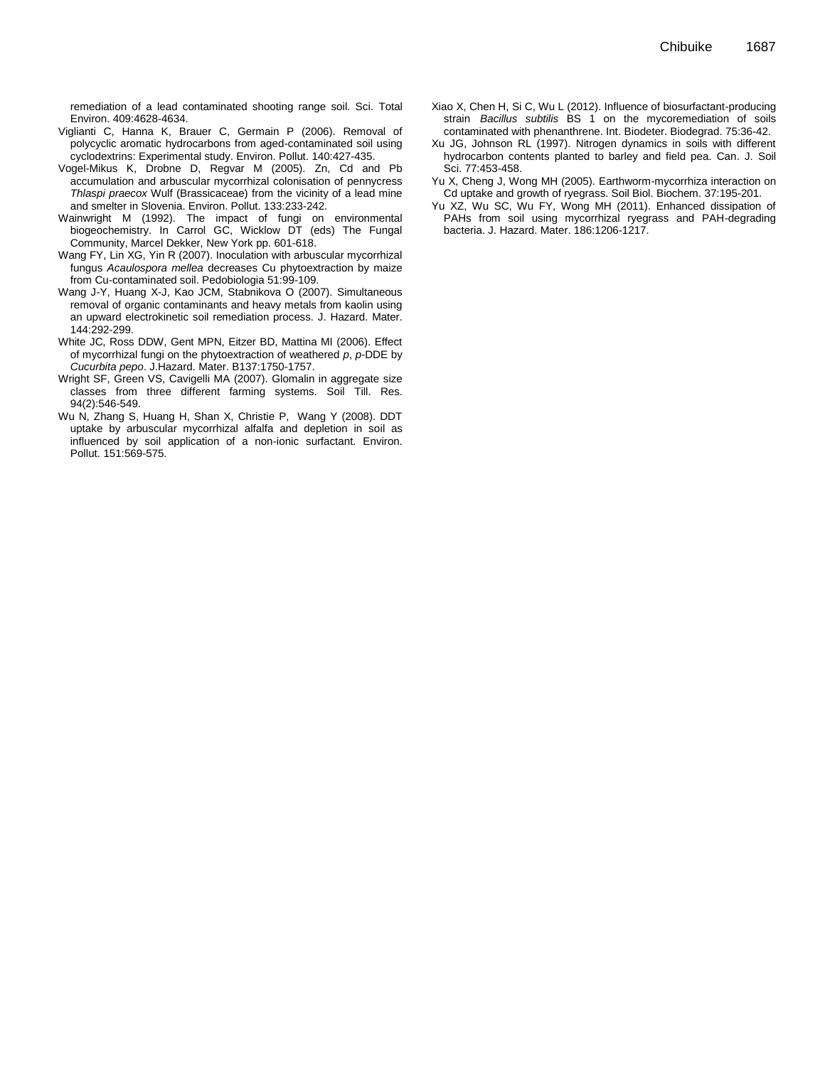remediation of a lead contaminated shooting range soil. Sci. Total Environ. 409:4628-4634.

Viglianti C, Hanna K, Brauer C, Germain P (2006). Removal of polycyclic aromatic hydrocarbons from aged-contaminated soil using cyclodextrins: Experimental study. Environ. Pollut. 140:427-435.

Vogel-Mikus K, Drobne D, Regvar M (2005). Zn, Cd and Pb accumulation and arbuscular mycorrhizal colonisation of pennycress *Thlaspi praecox* Wulf (Brassicaceae) from the vicinity of a lead mine and smelter in Slovenia. Environ. Pollut. 133:233-242.

Wainwright M (1992). The impact of fungi on environmental biogeochemistry. In Carrol GC, Wicklow DT (eds) The Fungal Community, Marcel Dekker, New York pp. 601-618.

Wang FY, Lin XG, Yin R (2007). Inoculation with arbuscular mycorrhizal fungus *Acaulospora mellea* decreases Cu phytoextraction by maize from Cu-contaminated soil. Pedobiologia 51:99-109.

Wang J-Y, Huang X-J, Kao JCM, Stabnikova O (2007). Simultaneous removal of organic contaminants and heavy metals from kaolin using an upward electrokinetic soil remediation process. J. Hazard. Mater. 144:292-299.

White JC, Ross DDW, Gent MPN, Eitzer BD, Mattina MI (2006). Effect of mycorrhizal fungi on the phytoextraction of weathered *p*, *p*-DDE by *Cucurbita pepo*. J.Hazard. Mater. B137:1750-1757.

Wright SF, Green VS, Cavigelli MA (2007). Glomalin in aggregate size classes from three different farming systems. Soil Till. Res. 94(2):546-549.

Wu N, Zhang S, Huang H, Shan X, Christie P, Wang Y (2008). DDT uptake by arbuscular mycorrhizal alfalfa and depletion in soil as influenced by soil application of a non-ionic surfactant. Environ. Pollut. 151:569-575.

Xiao X, Chen H, Si C, Wu L (2012). Influence of biosurfactant-producing strain *Bacillus subtilis* BS 1 on the mycoremediation of soils contaminated with phenanthrene. Int. Biodeter. Biodegrad. 75:36-42.

Xu JG, Johnson RL (1997). Nitrogen dynamics in soils with different hydrocarbon contents planted to barley and field pea. Can. J. Soil Sci. 77:453-458.

Yu X, Cheng J, Wong MH (2005). Earthworm-mycorrhiza interaction on Cd uptake and growth of ryegrass. Soil Biol. Biochem. 37:195-201.

Yu XZ, Wu SC, Wu FY, Wong MH (2011). Enhanced dissipation of PAHs from soil using mycorrhizal ryegrass and PAH-degrading bacteria. J. Hazard. Mater. 186:1206-1217.